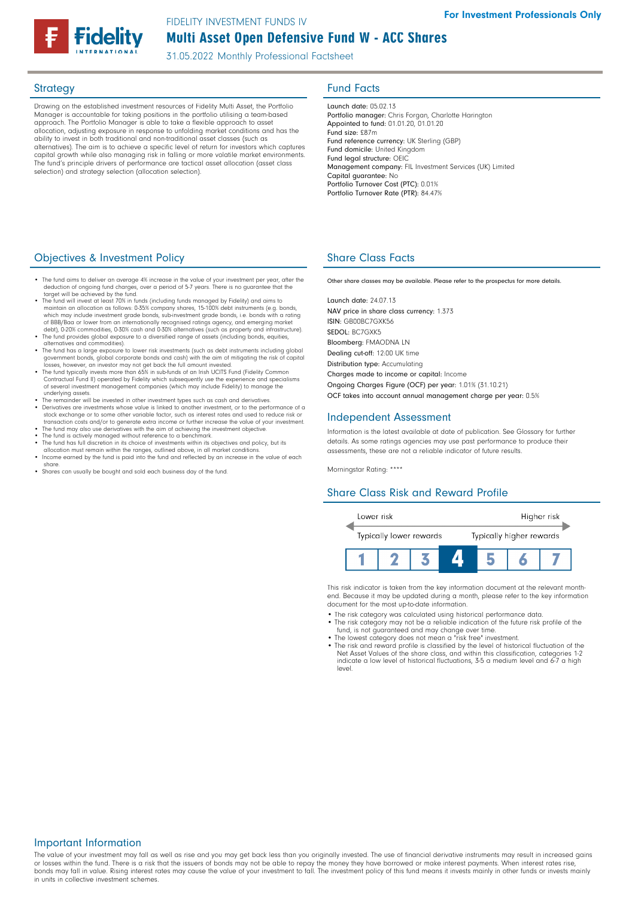FIDELITY INVESTMENT FUNDS IV

For Investment Professionals Only

# Multi Asset Open Defensive Fund W - ACC Shares

31.05.2022 Monthly Professional Factsheet

## Strategy

Drawing on the established investment resources of Fidelity Multi Asset, the Portfolio Manager is accountable for taking positions in the portfolio utilising a team-based approach. The Portfolio Manager is able to take a flexible approach to asset allocation, adjusting exposure in response to unfolding market conditions and has the ability to invest in both traditional and non-traditional asset classes (such as alternatives). The aim is to achieve a specific level of return for investors which captures capital growth while also managing risk in falling or more volatile market environments. The fund's principle drivers of performance are tactical asset allocation (asset class selection) and strategy selection (allocation selection).

## Fund Facts

Launch date: 05.02.13
Portfolio manager: Chris Forgan, Charlotte Harington
Appointed to fund: 01.01.20, 01.01.20
Fund size: £87m
Fund reference currency: UK Sterling (GBP)
Fund domicile: United Kingdom
Fund legal structure: OEIC
Management company: FIL Investment Services (UK) Limited
Capital guarantee: No
Portfolio Turnover Cost (PTC): 0.01%
Portfolio Turnover Rate (PTR): 84.47%

## Objectives & Investment Policy

- The fund aims to deliver an average 4% increase in the value of your investment per year, after the deduction of ongoing fund charges, over a period of 5-7 years. There is no guarantee that the target will be achieved by the fund.
- The fund will invest at least 70% in funds (including funds managed by Fidelity) and aims to maintain an allocation as follows: 0-35% company shares, 15-100% debt instruments (e.g. bonds, which may include investment grade bonds, sub-investment grade bonds, i.e. bonds with a rating of BBB/Baa or lower from an internationally recognised ratings agency, and emerging market debt), 0-20% commodities, 0-30% cash and 0-30% alternatives (such as property and infrastructure).
- The fund provides global exposure to a diversified range of assets (including bonds, equities, alternatives and commodities).
- The fund has a large exposure to lower risk investments (such as debt instruments including global government bonds, global corporate bonds and cash) with the aim of mitigating the risk of capital losses, however, an investor may not get back the full amount invested.
- The fund typically invests more than 65% in sub-funds of an Irish UCITS Fund (Fidelity Common Contractual Fund II) operated by Fidelity which subsequently use the experience and specialisms of several investment management companies (which may include Fidelity) to manage the underlying assets.
- The remainder will be invested in other investment types such as cash and derivatives.
- Derivatives are investments whose value is linked to another investment, or to the performance of a stock exchange or to some other variable factor, such as interest rates and used to reduce risk or transaction costs and/or to generate extra income or further increase the value of your investment.
- The fund may also use derivatives with the aim of achieving the investment objective.
- The fund is actively managed without reference to a benchmark.
- The fund has full discretion in its choice of investments within its objectives and policy, but its allocation must remain within the ranges, outlined above, in all market conditions.
- Income earned by the fund is paid into the fund and reflected by an increase in the value of each share.
- Shares can usually be bought and sold each business day of the fund.

## Share Class Facts

Other share classes may be available. Please refer to the prospectus for more details.

Launch date: 24.07.13
NAV price in share class currency: 1.373
ISIN: GB00BC7GXK56
SEDOL: BC7GXK5
Bloomberg: FMAODNA LN
Dealing cut-off: 12:00 UK time
Distribution type: Accumulating
Charges made to income or capital: Income
Ongoing Charges Figure (OCF) per year: 1.01% (31.10.21)
OCF takes into account annual management charge per year: 0.5%

## Independent Assessment

Information is the latest available at date of publication. See Glossary for further details. As some ratings agencies may use past performance to produce their assessments, these are not a reliable indicator of future results.

Morningstar Rating: ****

## Share Class Risk and Reward Profile

Lower risk — Higher risk
Typically lower rewards — Typically higher rewards

| 1 | 2 | 3 | **4** | 5 | 6 | 7 |
|---|---|---|---|---|---|---|

This risk indicator is taken from the key information document at the relevant month-end. Because it may be updated during a month, please refer to the key information document for the most up-to-date information.

- The risk category was calculated using historical performance data.
- The risk category may not be a reliable indication of the future risk profile of the fund, is not guaranteed and may change over time.
- The lowest category does not mean a "risk free" investment.
- The risk and reward profile is classified by the level of historical fluctuation of the Net Asset Values of the share class, and within this classification, categories 1-2 indicate a low level of historical fluctuations, 3-5 a medium level and 6-7 a high level.

## Important Information

The value of your investment may fall as well as rise and you may get back less than you originally invested. The use of financial derivative instruments may result in increased gains or losses within the fund. There is a risk that the issuers of bonds may not be able to repay the money they have borrowed or make interest payments. When interest rates rise, bonds may fall in value. Rising interest rates may cause the value of your investment to fall. The investment policy of this fund means it invests mainly in other funds or invests mainly in units in collective investment schemes.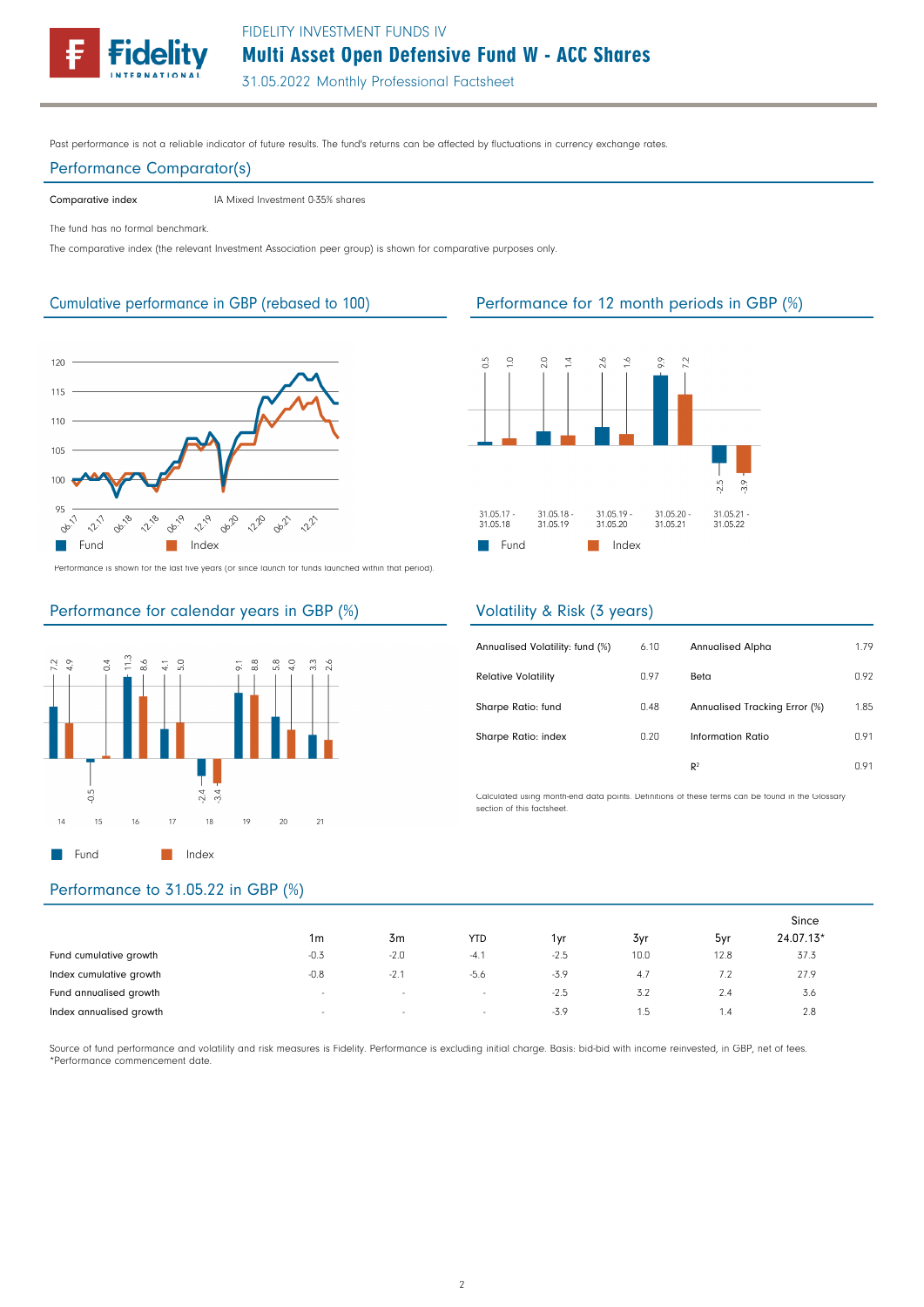FIDELITY INVESTMENT FUNDS IV

# Multi Asset Open Defensive Fund W - ACC Shares

31.05.2022 Monthly Professional Factsheet

Past performance is not a reliable indicator of future results. The fund's returns can be affected by fluctuations in currency exchange rates.

## Performance Comparator(s)

| | |
|---|---|
| Comparative index | IA Mixed Investment 0-35% shares |

The fund has no formal benchmark.

The comparative index (the relevant Investment Association peer group) is shown for comparative purposes only.

## Cumulative performance in GBP (rebased to 100)

Performance is shown for the last five years (or since launch for funds launched within that period).

## Performance for 12 month periods in GBP (%)

| | 31.05.17 - 31.05.18 | 31.05.18 - 31.05.19 | 31.05.19 - 31.05.20 | 31.05.20 - 31.05.21 | 31.05.21 - 31.05.22 |
|---|---|---|---|---|---|
| Fund | 0.5 | 2.0 | 2.6 | 9.9 | -2.5 |
| Index | 1.0 | 1.4 | 1.6 | 7.2 | -3.9 |

## Performance for calendar years in GBP (%)

| | 14 | 15 | 16 | 17 | 18 | 19 | 20 | 21 |
|---|---|---|---|---|---|---|---|---|
| Fund | 7.2 | -0.5 | 11.3 | 4.1 | -2.4 | 9.1 | 5.8 | 3.3 |
| Index | 4.9 | 0.4 | 8.6 | 5.0 | -3.4 | 8.8 | 4.0 | 2.6 |

## Volatility & Risk (3 years)

| | | | |
|---|---|---|---|
| Annualised Volatility: fund (%) | 6.10 | Annualised Alpha | 1.79 |
| Relative Volatility | 0.97 | Beta | 0.92 |
| Sharpe Ratio: fund | 0.48 | Annualised Tracking Error (%) | 1.85 |
| Sharpe Ratio: index | 0.20 | Information Ratio | 0.91 |
| | | $R^2$ | 0.91 |

Calculated using month-end data points. Definitions of these terms can be found in the Glossary section of this factsheet.

## Performance to 31.05.22 in GBP (%)

| | 1m | 3m | YTD | 1yr | 3yr | 5yr | Since 24.07.13* |
|---|---|---|---|---|---|---|---|
| Fund cumulative growth | -0.3 | -2.0 | -4.1 | -2.5 | 10.0 | 12.8 | 37.3 |
| Index cumulative growth | -0.8 | -2.1 | -5.6 | -3.9 | 4.7 | 7.2 | 27.9 |
| Fund annualised growth | - | - | - | -2.5 | 3.2 | 2.4 | 3.6 |
| Index annualised growth | - | - | - | -3.9 | 1.5 | 1.4 | 2.8 |

Source of fund performance and volatility and risk measures is Fidelity. Performance is excluding initial charge. Basis: bid-bid with income reinvested, in GBP, net of fees.
*Performance commencement date.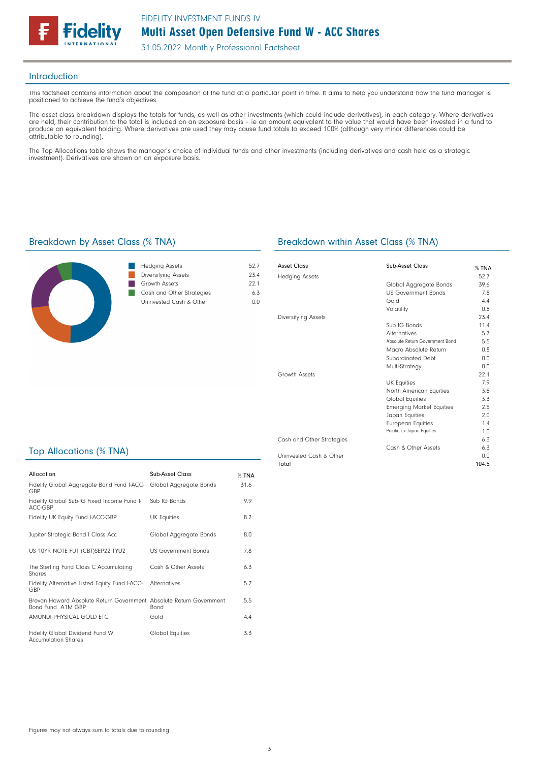FIDELITY INVESTMENT FUNDS IV

# Multi Asset Open Defensive Fund W - ACC Shares

31.05.2022 Monthly Professional Factsheet

## Introduction

This factsheet contains information about the composition of the fund at a particular point in time. It aims to help you understand how the fund manager is positioned to achieve the fund's objectives.

The asset class breakdown displays the totals for funds, as well as other investments (which could include derivatives), in each category. Where derivatives are held, their contribution to the total is included on an exposure basis – ie an amount equivalent to the value that would have been invested in a fund to produce an equivalent holding. Where derivatives are used they may cause fund totals to exceed 100% (although very minor differences could be attributable to rounding).

The Top Allocations table shows the manager's choice of individual funds and other investments (including derivatives and cash held as a strategic investment). Derivatives are shown on an exposure basis.

## Breakdown by Asset Class (% TNA)

| Asset Class | % TNA |
|---|---|
| Hedging Assets | 52.7 |
| Diversifying Assets | 23.4 |
| Growth Assets | 22.1 |
| Cash and Other Strategies | 6.3 |
| Uninvested Cash & Other | 0.0 |

## Breakdown within Asset Class (% TNA)

| Asset Class | Sub-Asset Class | % TNA |
|---|---|---|
| Hedging Assets | | 52.7 |
| | Global Aggregate Bonds | 39.6 |
| | US Government Bonds | 7.8 |
| | Gold | 4.4 |
| | Volatility | 0.8 |
| Diversifying Assets | | 23.4 |
| | Sub IG Bonds | 11.4 |
| | Alternatives | 5.7 |
| | Absolute Return Government Bond | 5.5 |
| | Macro Absolute Return | 0.8 |
| | Subordinated Debt | 0.0 |
| | Multi-Strategy | 0.0 |
| Growth Assets | | 22.1 |
| | UK Equities | 7.9 |
| | North American Equities | 3.8 |
| | Global Equities | 3.3 |
| | Emerging Market Equities | 2.5 |
| | Japan Equities | 2.0 |
| | European Equities | 1.4 |
| | Pacific ex Japan Equities | 1.0 |
| Cash and Other Strategies | | 6.3 |
| | Cash & Other Assets | 6.3 |
| Uninvested Cash & Other | | 0.0 |
| Total | | 104.5 |

## Top Allocations (% TNA)

| Allocation | Sub-Asset Class | % TNA |
|---|---|---|
| Fidelity Global Aggregate Bond Fund I-ACC-GBP | Global Aggregate Bonds | 31.6 |
| Fidelity Global Sub-IG Fixed Income Fund I-ACC-GBP | Sub IG Bonds | 9.9 |
| Fidelity UK Equity Fund I-ACC-GBP | UK Equities | 8.2 |
| Jupiter Strategic Bond I Class Acc | Global Aggregate Bonds | 8.0 |
| US 10YR NOTE FUT (CBT)SEP22 TYU2 | US Government Bonds | 7.8 |
| The Sterling Fund Class C Accumulating Shares | Cash & Other Assets | 6.3 |
| Fidelity Alternative Listed Equity Fund I-ACC-GBP | Alternatives | 5.7 |
| Brevan Howard Absolute Return Government Bond Fund A1M GBP | Absolute Return Government Bond | 5.5 |
| AMUNDI PHYSICAL GOLD ETC | Gold | 4.4 |
| Fidelity Global Dividend Fund W Accumulation Shares | Global Equities | 3.3 |

Figures may not always sum to totals due to rounding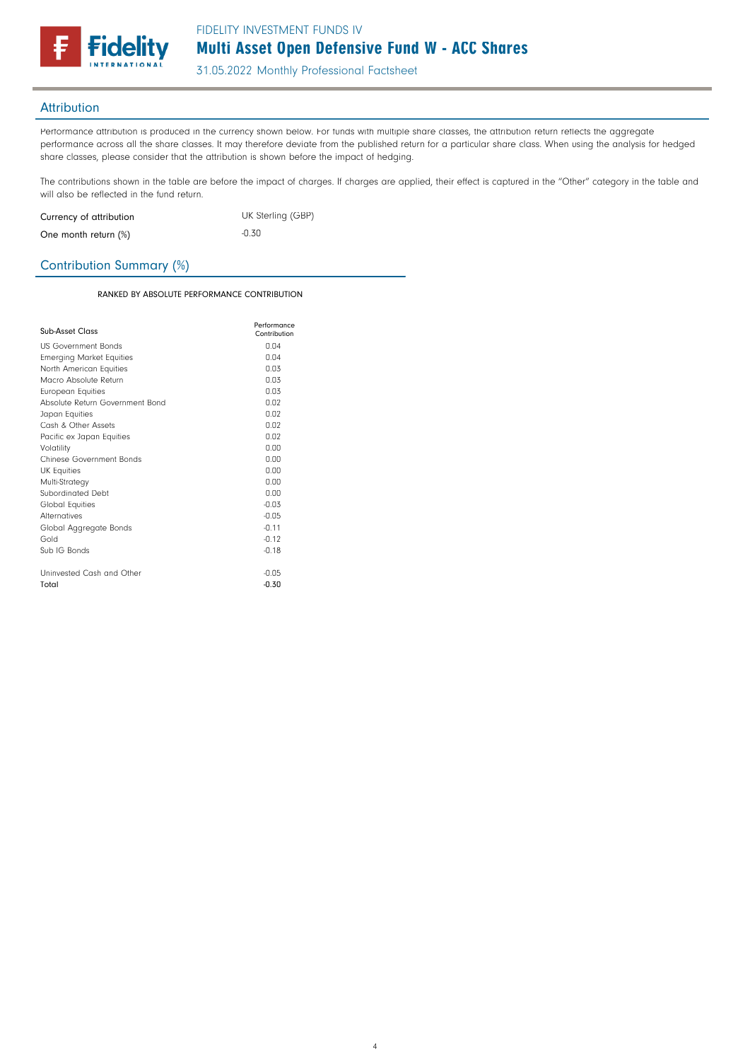## Attribution

Performance attribution is produced in the currency shown below. For funds with multiple share classes, the attribution return reflects the aggregate performance across all the share classes. It may therefore deviate from the published return for a particular share class. When using the analysis for hedged share classes, please consider that the attribution is shown before the impact of hedging.

The contributions shown in the table are before the impact of charges. If charges are applied, their effect is captured in the "Other" category in the table and will also be reflected in the fund return.

| | |
|---|---|
| Currency of attribution | UK Sterling (GBP) |
| One month return (%) | -0.30 |

## Contribution Summary (%)

RANKED BY ABSOLUTE PERFORMANCE CONTRIBUTION

| Sub-Asset Class | Performance Contribution |
|---|---|
| US Government Bonds | 0.04 |
| Emerging Market Equities | 0.04 |
| North American Equities | 0.03 |
| Macro Absolute Return | 0.03 |
| European Equities | 0.03 |
| Absolute Return Government Bond | 0.02 |
| Japan Equities | 0.02 |
| Cash & Other Assets | 0.02 |
| Pacific ex Japan Equities | 0.02 |
| Volatility | 0.00 |
| Chinese Government Bonds | 0.00 |
| UK Equities | 0.00 |
| Multi-Strategy | 0.00 |
| Subordinated Debt | 0.00 |
| Global Equities | -0.03 |
| Alternatives | -0.05 |
| Global Aggregate Bonds | -0.11 |
| Gold | -0.12 |
| Sub IG Bonds | -0.18 |
| | |
| Uninvested Cash and Other | -0.05 |
| Total | -0.30 |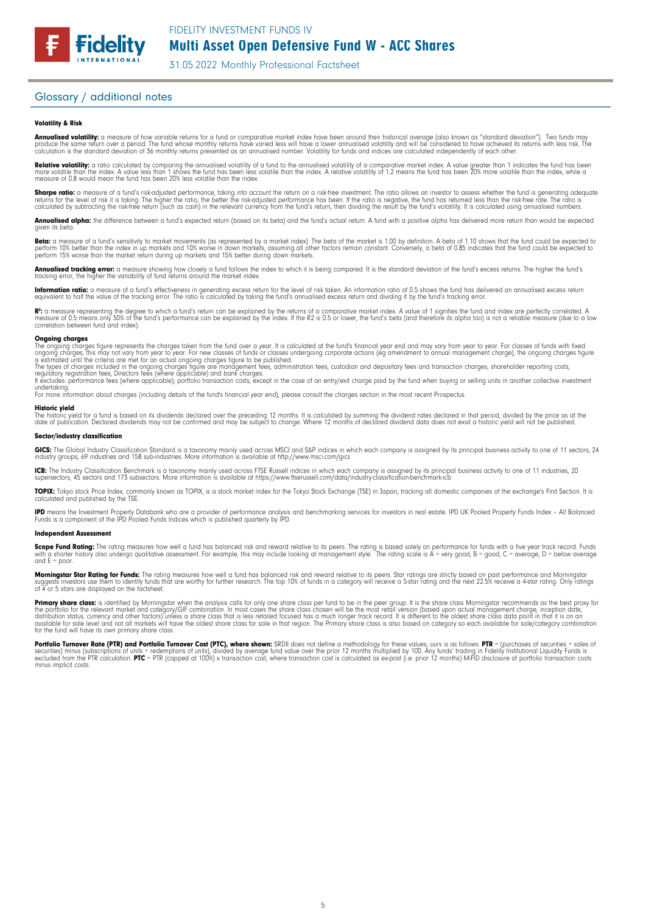## Glossary / additional notes

### Volatility & Risk

**Annualised volatility:** a measure of how variable returns for a fund or comparative market index have been around their historical average (also known as "standard deviation"). Two funds may produce the same return over a period. The fund whose monthly returns have varied less will have a lower annualised volatility and will be considered to have achieved its returns with less risk. The calculation is the standard deviation of 36 monthly returns presented as an annualised number. Volatility for funds and indices are calculated independently of each other.

**Relative volatility:** a ratio calculated by comparing the annualised volatility of a fund to the annualised volatility of a comparative market index. A value greater than 1 indicates the fund has been more volatile than the index. A value less than 1 shows the fund has been less volatile than the index. A relative volatility of 1.2 means the fund has been 20% more volatile than the index, while a measure of 0.8 would mean the fund has been 20% less volatile than the index.

**Sharpe ratio:** a measure of a fund's risk-adjusted performance, taking into account the return on a risk-free investment. The ratio allows an investor to assess whether the fund is generating adequate returns for the level of risk it is taking. The higher the ratio, the better the risk-adjusted performance has been. If the ratio is negative, the fund has returned less than the risk-free rate. The ratio is calculated by subtracting the risk-free return (such as cash) in the relevant currency from the fund's return, then dividing the result by the fund's volatility. It is calculated using annualised numbers.

**Annualised alpha:** the difference between a fund's expected return (based on its beta) and the fund's actual return. A fund with a positive alpha has delivered more return than would be expected given its beta.

**Beta:** a measure of a fund's sensitivity to market movements (as represented by a market index). The beta of the market is 1.00 by definition. A beta of 1.10 shows that the fund could be expected to perform 10% better than the index in up markets and 10% worse in down markets, assuming all other factors remain constant. Conversely, a beta of 0.85 indicates that the fund could be expected to perform 15% worse than the market return during up markets and 15% better during down markets.

**Annualised tracking error:** a measure showing how closely a fund follows the index to which it is being compared. It is the standard deviation of the fund's excess returns. The higher the fund's tracking error, the higher the variability of fund returns around the market index.

**Information ratio:** a measure of a fund's effectiveness in generating excess return for the level of risk taken. An information ratio of 0.5 shows the fund has delivered an annualised excess return equivalent to half the value of the tracking error. The ratio is calculated by taking the fund's annualised excess return and dividing it by the fund's tracking error.

**$R^2$:** a measure representing the degree to which a fund's return can be explained by the returns of a comparative market index. A value of 1 signifies the fund and index are perfectly correlated. A measure of 0.5 means only 50% of the fund's performance can be explained by the index. If the R2 is 0.5 or lower, the fund's beta (and therefore its alpha too) is not a reliable measure (due to a low correlation between fund and index).

**Ongoing charges**
The ongoing charges figure represents the charges taken from the fund over a year. It is calculated at the fund's financial year end and may vary from year to year. For classes of funds with fixed ongoing charges, this may not vary from year to year. For new classes of funds or classes undergoing corporate actions (eg amendment to annual management charge), the ongoing charges figure is estimated until the criteria are met for an actual ongoing charges figure to be published.
The types of charges included in the ongoing charges figure are management fees, administration fees, custodian and depositary fees and transaction charges, shareholder reporting costs, regulatory registration fees, Directors fees (where applicable) and bank charges.
It excludes: performance fees (where applicable); portfolio transaction costs, except in the case of an entry/exit charge paid by the fund when buying or selling units in another collective investment undertaking.
For more information about charges (including details of the fund's financial year end), please consult the charges section in the most recent Prospectus.

**Historic yield**
The historic yield for a fund is based on its dividends declared over the preceding 12 months. It is calculated by summing the dividend rates declared in that period, divided by the price as at the date of publication. Declared dividends may not be confirmed and may be subject to change. Where 12 months of declared dividend data does not exist a historic yield will not be published.

### Sector/industry classification

**GICS:** The Global Industry Classification Standard is a taxonomy mainly used across MSCI and S&P indices in which each company is assigned by its principal business activity to one of 11 sectors, 24 industry groups, 69 industries and 158 sub-industries. More information is available at http://www.msci.com/gics

**ICB:** The Industry Classification Benchmark is a taxonomy mainly used across FTSE Russell indices in which each company is assigned by its principal business activity to one of 11 industries, 20 supersectors, 45 sectors and 173 subsectors. More information is available at https://www.ftserussell.com/data/industry-classification-benchmark-icb

**TOPIX:** Tokyo stock Price Index, commonly known as TOPIX, is a stock market index for the Tokyo Stock Exchange (TSE) in Japan, tracking all domestic companies of the exchange's First Section. It is calculated and published by the TSE.

**IPD** means the Investment Property Databank who are a provider of performance analysis and benchmarking services for investors in real estate. IPD UK Pooled Property Funds Index - All Balanced Funds is a component of the IPD Pooled Funds Indices which is published quarterly by IPD.

### Independent Assessment

**Scope Fund Rating:** The rating measures how well a fund has balanced risk and reward relative to its peers. The rating is based solely on performance for funds with a five year track record. Funds with a shorter history also undergo qualitative assessment. For example, this may include looking at management style. The rating scale is A = very good, B = good, C = average, D = below average and E = poor.

**Morningstar Star Rating for Funds:** The rating measures how well a fund has balanced risk and reward relative to its peers. Star ratings are strictly based on past performance and Morningstar suggests investors use them to identify funds that are worthy for further research. The top 10% of funds in a category will receive a 5-star rating and the next 22.5% receive a 4-star rating. Only ratings of 4 or 5 stars are displayed on the factsheet.

**Primary share class:** is identified by Morningstar when the analysis calls for only one share class per fund to be in the peer group. It is the share class Morningstar recommends as the best proxy for the portfolio for the relevant market and category/GIF combination. In most cases the share class chosen will be the most retail version (based upon actual management charge, inception date, distribution status, currency and other factors) unless a share class that is less retailed focused has a much longer track record. It is different to the oldest share class data point in that it is on an available for sale level and not all markets will have the oldest share class for sale in that region. The Primary share class is also based on category so each available for sale/category combination for the fund will have its own primary share class.

**Portfolio Turnover Rate (PTR) and Portfolio Turnover Cost (PTC), where shown:** SRDII does not define a methodology for these values; ours is as follows: **PTR** = (purchases of securities + sales of securities) minus (subscriptions of units + redemptions of units), divided by average fund value over the prior 12 months multiplied by 100. Any funds' trading in Fidelity Institutional Liquidity Funds is excluded from the PTR calculation. **PTC** = PTR (capped at 100%) x transaction cost, where transaction cost is calculated as ex-post (i.e. prior 12 months) MiFID disclosure of portfolio transaction costs minus implicit costs.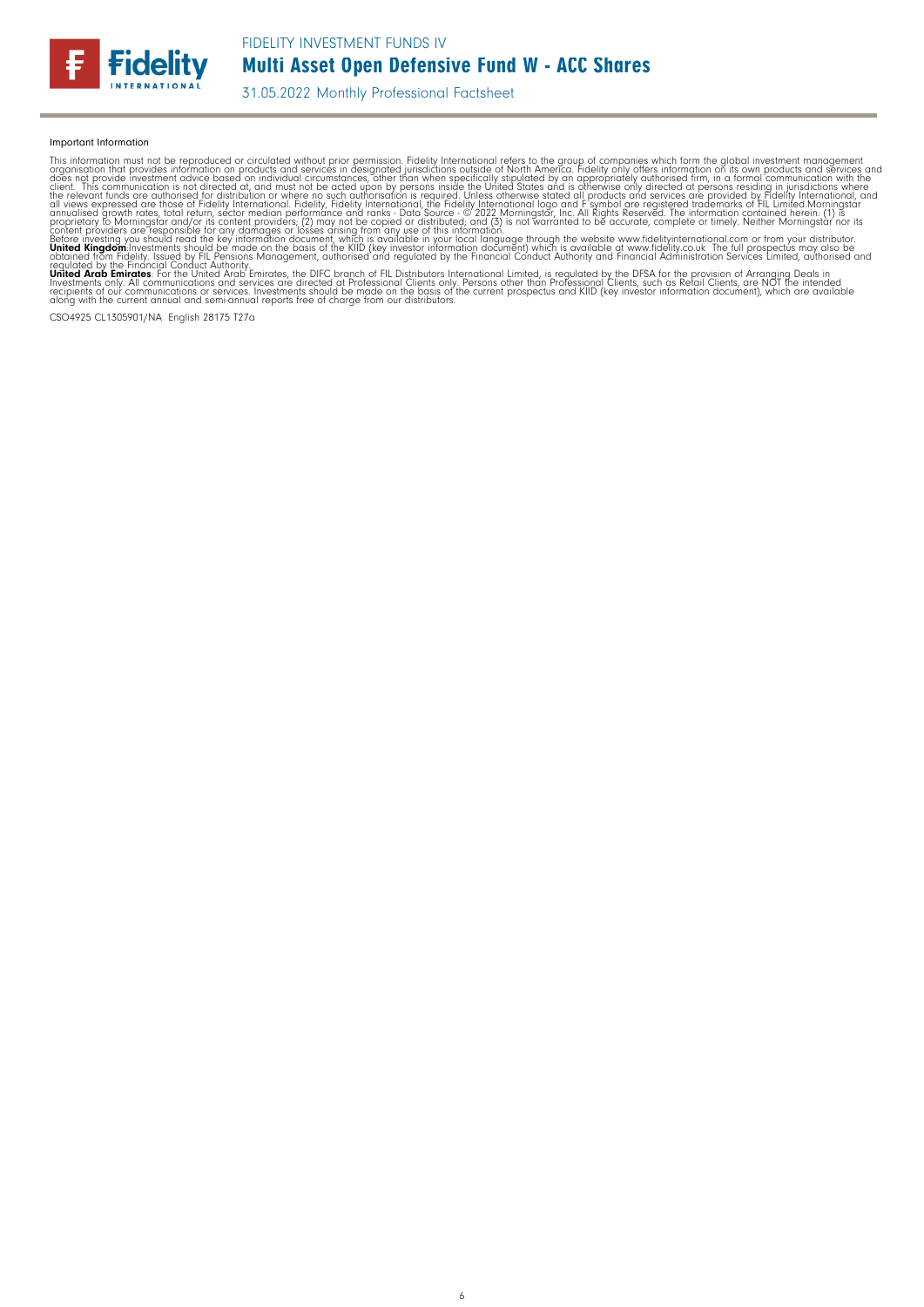Important Information

This information must not be reproduced or circulated without prior permission. Fidelity International refers to the group of companies which form the global investment management organisation that provides information on products and services in designated jurisdictions outside of North America. Fidelity only offers information on its own products and services and does not provide investment advice based on individual circumstances, other than when specifically stipulated by an appropriately authorised firm, in a formal communication with the client. This communication is not directed at, and must not be acted upon by persons inside the United States and is otherwise only directed at persons residing in jurisdictions where the relevant funds are authorised for distribution or where no such authorisation is required. Unless otherwise stated all products and services are provided by Fidelity International, and all views expressed are those of Fidelity International. Fidelity, Fidelity International, the Fidelity International logo and F symbol are registered trademarks of FIL Limited.Morningstar annualised growth rates, total return, sector median performance and ranks - Data Source - © 2022 Morningstar, Inc. All Rights Reserved. The information contained herein: (1) is proprietary to Morningstar and/or its content providers; (2) may not be copied or distributed; and (3) is not warranted to be accurate, complete or timely. Neither Morningstar nor its content providers are responsible for any damages or losses arising from any use of this information.
Before investing you should read the key information document, which is available in your local language through the website www.fidelityinternational.com or from your distributor.
**United Kingdom**:Investments should be made on the basis of the KIID (key investor information document) which is available at www.fidelity.co.uk The full prospectus may also be obtained from Fidelity. Issued by FIL Pensions Management, authorised and regulated by the Financial Conduct Authority and Financial Administration Services Limited, authorised and regulated by the Financial Conduct Authority.
**United Arab Emirates**: For the United Arab Emirates, the DIFC branch of FIL Distributors International Limited, is regulated by the DFSA for the provision of Arranging Deals in Investments only. All communications and services are directed at Professional Clients only. Persons other than Professional Clients, such as Retail Clients, are NOT the intended recipients of our communications or services. Investments should be made on the basis of the current prospectus and KIID (key investor information document), which are available along with the current annual and semi-annual reports free of charge from our distributors.

CSO4925 CL1305901/NA English 28175 T27a